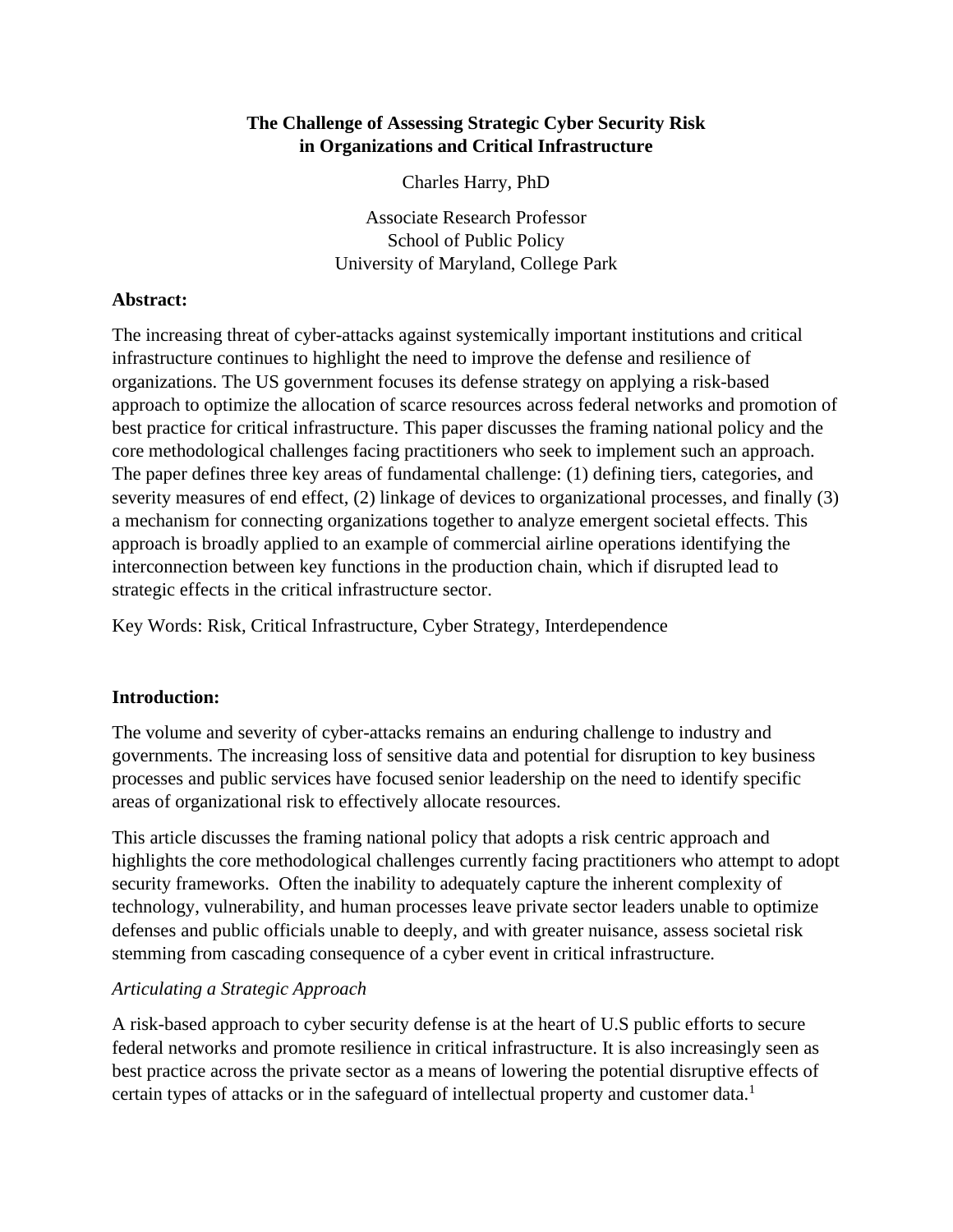# The Challenge of Assessing Strategic Cyber Security Risk in Organizations and Critical Infrastructure

Charles Harry, PhD

Associate Research Professor
School of Public Policy
University of Maryland, College Park

**Abstract:**

The increasing threat of cyber-attacks against systemically important institutions and critical infrastructure continues to highlight the need to improve the defense and resilience of organizations. The US government focuses its defense strategy on applying a risk-based approach to optimize the allocation of scarce resources across federal networks and promotion of best practice for critical infrastructure. This paper discusses the framing national policy and the core methodological challenges facing practitioners who seek to implement such an approach. The paper defines three key areas of fundamental challenge: (1) defining tiers, categories, and severity measures of end effect, (2) linkage of devices to organizational processes, and finally (3) a mechanism for connecting organizations together to analyze emergent societal effects. This approach is broadly applied to an example of commercial airline operations identifying the interconnection between key functions in the production chain, which if disrupted lead to strategic effects in the critical infrastructure sector.

Key Words: Risk, Critical Infrastructure, Cyber Strategy, Interdependence

## Introduction:

The volume and severity of cyber-attacks remains an enduring challenge to industry and governments. The increasing loss of sensitive data and potential for disruption to key business processes and public services have focused senior leadership on the need to identify specific areas of organizational risk to effectively allocate resources.

This article discusses the framing national policy that adopts a risk centric approach and highlights the core methodological challenges currently facing practitioners who attempt to adopt security frameworks. Often the inability to adequately capture the inherent complexity of technology, vulnerability, and human processes leave private sector leaders unable to optimize defenses and public officials unable to deeply, and with greater nuisance, assess societal risk stemming from cascading consequence of a cyber event in critical infrastructure.

### *Articulating a Strategic Approach*

A risk-based approach to cyber security defense is at the heart of U.S public efforts to secure federal networks and promote resilience in critical infrastructure. It is also increasingly seen as best practice across the private sector as a means of lowering the potential disruptive effects of certain types of attacks or in the safeguard of intellectual property and customer data.[1]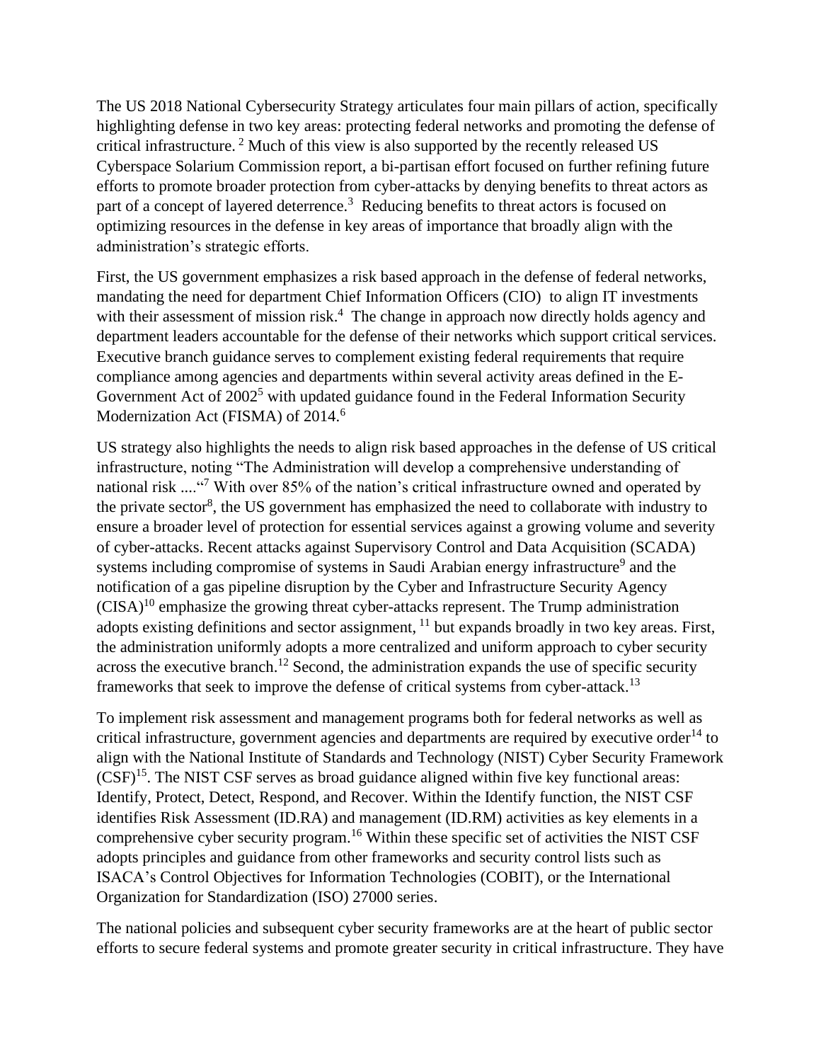The US 2018 National Cybersecurity Strategy articulates four main pillars of action, specifically highlighting defense in two key areas: protecting federal networks and promoting the defense of critical infrastructure. [2] Much of this view is also supported by the recently released US Cyberspace Solarium Commission report, a bi-partisan effort focused on further refining future efforts to promote broader protection from cyber-attacks by denying benefits to threat actors as part of a concept of layered deterrence.[3] Reducing benefits to threat actors is focused on optimizing resources in the defense in key areas of importance that broadly align with the administration's strategic efforts.

First, the US government emphasizes a risk based approach in the defense of federal networks, mandating the need for department Chief Information Officers (CIO) to align IT investments with their assessment of mission risk.[4] The change in approach now directly holds agency and department leaders accountable for the defense of their networks which support critical services. Executive branch guidance serves to complement existing federal requirements that require compliance among agencies and departments within several activity areas defined in the E-Government Act of 2002[5] with updated guidance found in the Federal Information Security Modernization Act (FISMA) of 2014.[6]

US strategy also highlights the needs to align risk based approaches in the defense of US critical infrastructure, noting "The Administration will develop a comprehensive understanding of national risk ....“[7] With over 85% of the nation's critical infrastructure owned and operated by the private sector[8], the US government has emphasized the need to collaborate with industry to ensure a broader level of protection for essential services against a growing volume and severity of cyber-attacks. Recent attacks against Supervisory Control and Data Acquisition (SCADA) systems including compromise of systems in Saudi Arabian energy infrastructure[9] and the notification of a gas pipeline disruption by the Cyber and Infrastructure Security Agency (CISA)[10] emphasize the growing threat cyber-attacks represent. The Trump administration adopts existing definitions and sector assignment, [11] but expands broadly in two key areas. First, the administration uniformly adopts a more centralized and uniform approach to cyber security across the executive branch.[12] Second, the administration expands the use of specific security frameworks that seek to improve the defense of critical systems from cyber-attack.[13]

To implement risk assessment and management programs both for federal networks as well as critical infrastructure, government agencies and departments are required by executive order[14] to align with the National Institute of Standards and Technology (NIST) Cyber Security Framework (CSF)[15]. The NIST CSF serves as broad guidance aligned within five key functional areas: Identify, Protect, Detect, Respond, and Recover. Within the Identify function, the NIST CSF identifies Risk Assessment (ID.RA) and management (ID.RM) activities as key elements in a comprehensive cyber security program.[16] Within these specific set of activities the NIST CSF adopts principles and guidance from other frameworks and security control lists such as ISACA's Control Objectives for Information Technologies (COBIT), or the International Organization for Standardization (ISO) 27000 series.

The national policies and subsequent cyber security frameworks are at the heart of public sector efforts to secure federal systems and promote greater security in critical infrastructure. They have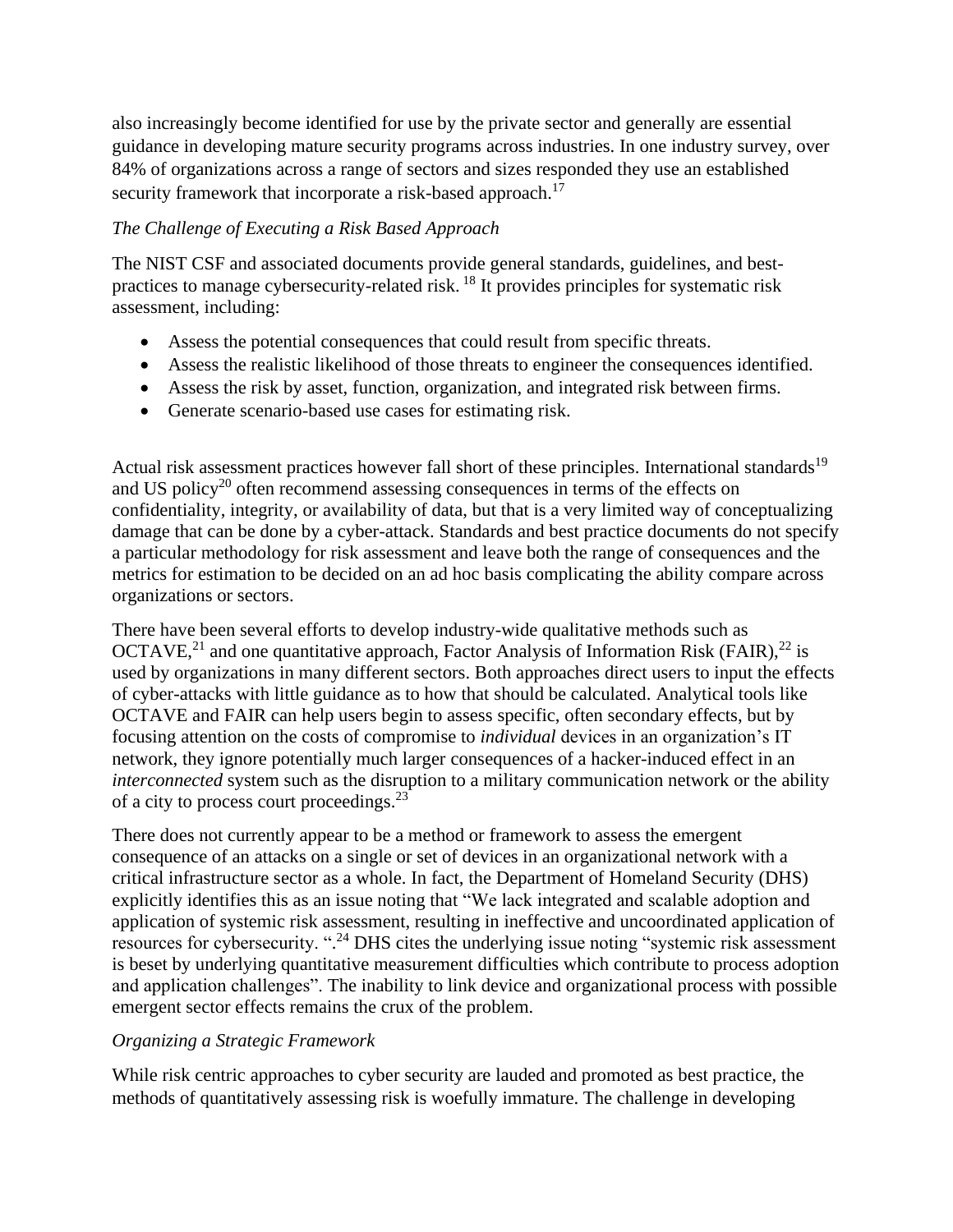also increasingly become identified for use by the private sector and generally are essential guidance in developing mature security programs across industries. In one industry survey, over 84% of organizations across a range of sectors and sizes responded they use an established security framework that incorporate a risk-based approach.[17]

*The Challenge of Executing a Risk Based Approach*

The NIST CSF and associated documents provide general standards, guidelines, and best-practices to manage cybersecurity-related risk. [18] It provides principles for systematic risk assessment, including:

- Assess the potential consequences that could result from specific threats.
- Assess the realistic likelihood of those threats to engineer the consequences identified.
- Assess the risk by asset, function, organization, and integrated risk between firms.
- Generate scenario-based use cases for estimating risk.

Actual risk assessment practices however fall short of these principles. International standards[19] and US policy[20] often recommend assessing consequences in terms of the effects on confidentiality, integrity, or availability of data, but that is a very limited way of conceptualizing damage that can be done by a cyber-attack. Standards and best practice documents do not specify a particular methodology for risk assessment and leave both the range of consequences and the metrics for estimation to be decided on an ad hoc basis complicating the ability compare across organizations or sectors.

There have been several efforts to develop industry-wide qualitative methods such as OCTAVE,[21] and one quantitative approach, Factor Analysis of Information Risk (FAIR),[22] is used by organizations in many different sectors. Both approaches direct users to input the effects of cyber-attacks with little guidance as to how that should be calculated. Analytical tools like OCTAVE and FAIR can help users begin to assess specific, often secondary effects, but by focusing attention on the costs of compromise to *individual* devices in an organization's IT network, they ignore potentially much larger consequences of a hacker-induced effect in an *interconnected* system such as the disruption to a military communication network or the ability of a city to process court proceedings.[23]

There does not currently appear to be a method or framework to assess the emergent consequence of an attacks on a single or set of devices in an organizational network with a critical infrastructure sector as a whole. In fact, the Department of Homeland Security (DHS) explicitly identifies this as an issue noting that "We lack integrated and scalable adoption and application of systemic risk assessment, resulting in ineffective and uncoordinated application of resources for cybersecurity. ".[24] DHS cites the underlying issue noting "systemic risk assessment is beset by underlying quantitative measurement difficulties which contribute to process adoption and application challenges". The inability to link device and organizational process with possible emergent sector effects remains the crux of the problem.

*Organizing a Strategic Framework*

While risk centric approaches to cyber security are lauded and promoted as best practice, the methods of quantitatively assessing risk is woefully immature. The challenge in developing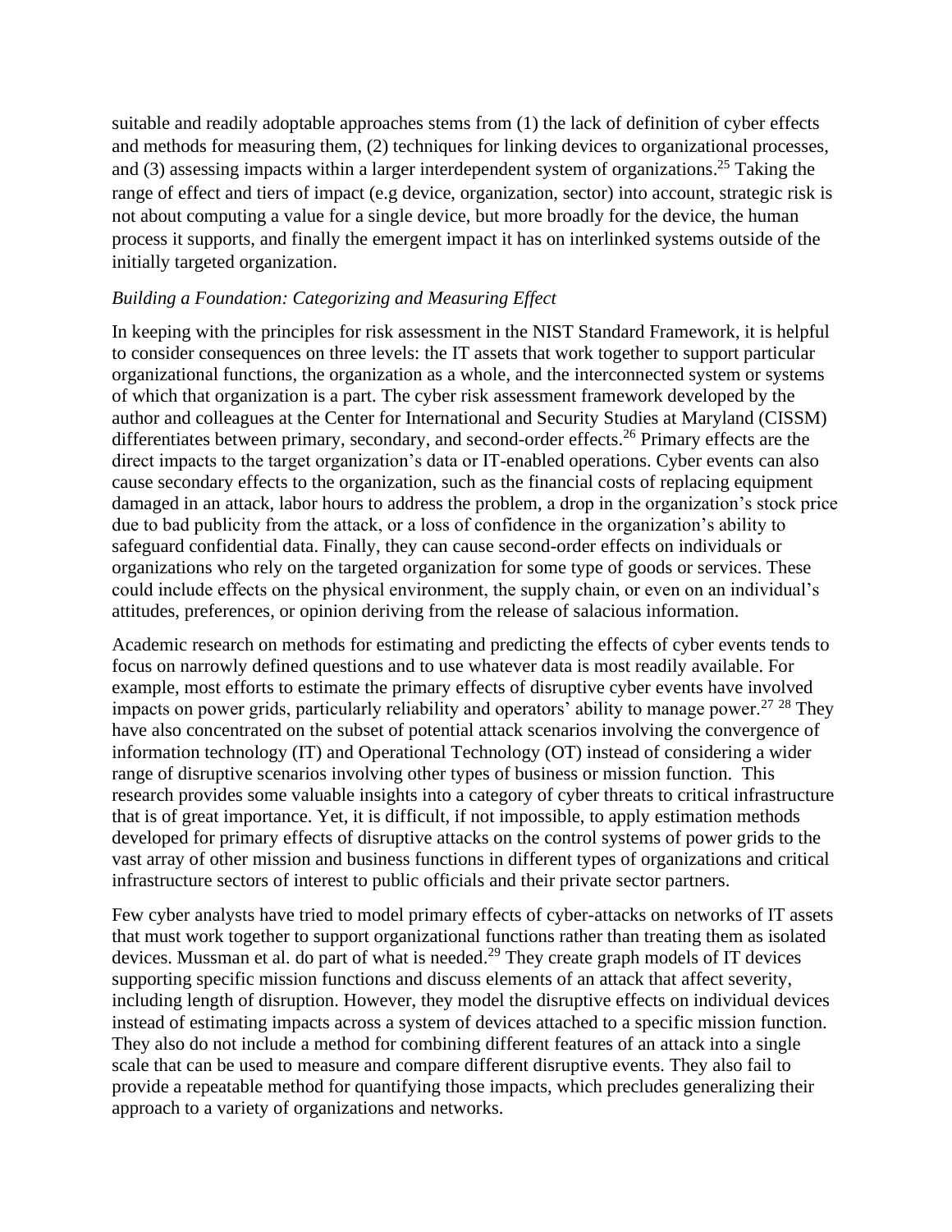suitable and readily adoptable approaches stems from (1) the lack of definition of cyber effects and methods for measuring them, (2) techniques for linking devices to organizational processes, and (3) assessing impacts within a larger interdependent system of organizations.[25] Taking the range of effect and tiers of impact (e.g device, organization, sector) into account, strategic risk is not about computing a value for a single device, but more broadly for the device, the human process it supports, and finally the emergent impact it has on interlinked systems outside of the initially targeted organization.

*Building a Foundation: Categorizing and Measuring Effect*

In keeping with the principles for risk assessment in the NIST Standard Framework, it is helpful to consider consequences on three levels: the IT assets that work together to support particular organizational functions, the organization as a whole, and the interconnected system or systems of which that organization is a part. The cyber risk assessment framework developed by the author and colleagues at the Center for International and Security Studies at Maryland (CISSM) differentiates between primary, secondary, and second-order effects.[26] Primary effects are the direct impacts to the target organization's data or IT-enabled operations. Cyber events can also cause secondary effects to the organization, such as the financial costs of replacing equipment damaged in an attack, labor hours to address the problem, a drop in the organization's stock price due to bad publicity from the attack, or a loss of confidence in the organization's ability to safeguard confidential data. Finally, they can cause second-order effects on individuals or organizations who rely on the targeted organization for some type of goods or services. These could include effects on the physical environment, the supply chain, or even on an individual's attitudes, preferences, or opinion deriving from the release of salacious information.

Academic research on methods for estimating and predicting the effects of cyber events tends to focus on narrowly defined questions and to use whatever data is most readily available. For example, most efforts to estimate the primary effects of disruptive cyber events have involved impacts on power grids, particularly reliability and operators' ability to manage power.[27] [28] They have also concentrated on the subset of potential attack scenarios involving the convergence of information technology (IT) and Operational Technology (OT) instead of considering a wider range of disruptive scenarios involving other types of business or mission function. This research provides some valuable insights into a category of cyber threats to critical infrastructure that is of great importance. Yet, it is difficult, if not impossible, to apply estimation methods developed for primary effects of disruptive attacks on the control systems of power grids to the vast array of other mission and business functions in different types of organizations and critical infrastructure sectors of interest to public officials and their private sector partners.

Few cyber analysts have tried to model primary effects of cyber-attacks on networks of IT assets that must work together to support organizational functions rather than treating them as isolated devices. Mussman et al. do part of what is needed.[29] They create graph models of IT devices supporting specific mission functions and discuss elements of an attack that affect severity, including length of disruption. However, they model the disruptive effects on individual devices instead of estimating impacts across a system of devices attached to a specific mission function. They also do not include a method for combining different features of an attack into a single scale that can be used to measure and compare different disruptive events. They also fail to provide a repeatable method for quantifying those impacts, which precludes generalizing their approach to a variety of organizations and networks.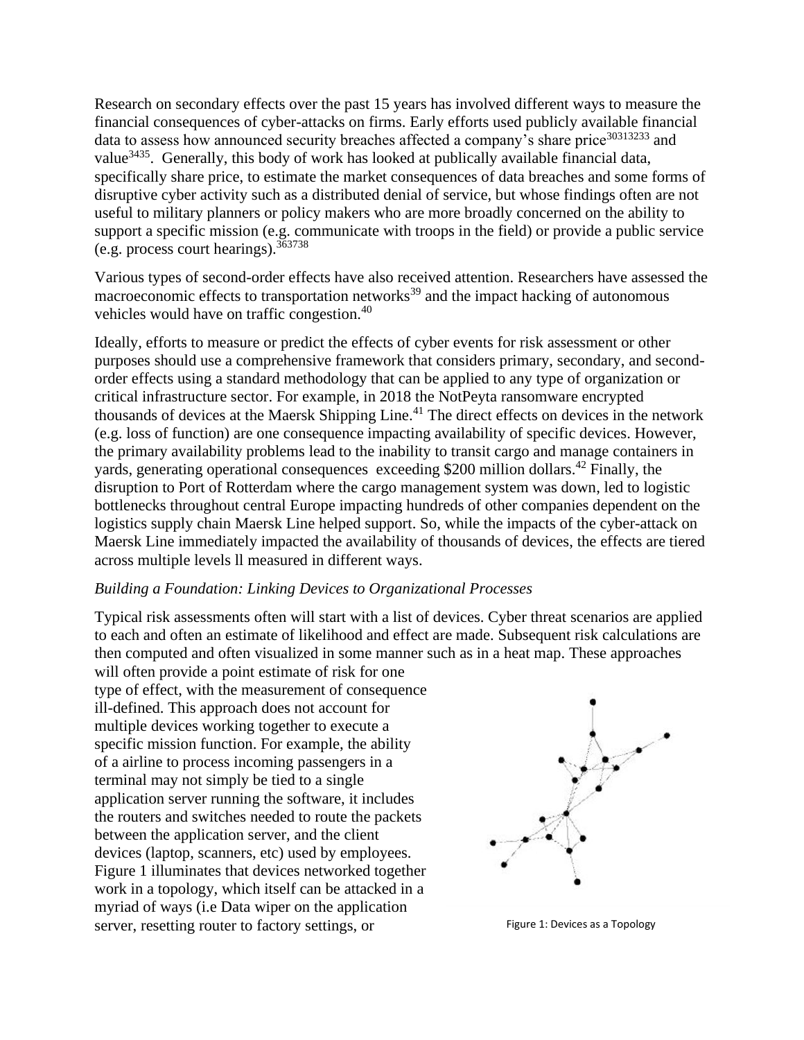Research on secondary effects over the past 15 years has involved different ways to measure the financial consequences of cyber-attacks on firms. Early efforts used publicly available financial data to assess how announced security breaches affected a company's share price[30][31][32][33] and value[34][35]. Generally, this body of work has looked at publically available financial data, specifically share price, to estimate the market consequences of data breaches and some forms of disruptive cyber activity such as a distributed denial of service, but whose findings often are not useful to military planners or policy makers who are more broadly concerned on the ability to support a specific mission (e.g. communicate with troops in the field) or provide a public service (e.g. process court hearings).[36][37][38]

Various types of second-order effects have also received attention. Researchers have assessed the macroeconomic effects to transportation networks[39] and the impact hacking of autonomous vehicles would have on traffic congestion.[40]

Ideally, efforts to measure or predict the effects of cyber events for risk assessment or other purposes should use a comprehensive framework that considers primary, secondary, and second-order effects using a standard methodology that can be applied to any type of organization or critical infrastructure sector. For example, in 2018 the NotPeyta ransomware encrypted thousands of devices at the Maersk Shipping Line.[41] The direct effects on devices in the network (e.g. loss of function) are one consequence impacting availability of specific devices. However, the primary availability problems lead to the inability to transit cargo and manage containers in yards, generating operational consequences exceeding $200 million dollars.[42] Finally, the disruption to Port of Rotterdam where the cargo management system was down, led to logistic bottlenecks throughout central Europe impacting hundreds of other companies dependent on the logistics supply chain Maersk Line helped support. So, while the impacts of the cyber-attack on Maersk Line immediately impacted the availability of thousands of devices, the effects are tiered across multiple levels ll measured in different ways.

*Building a Foundation: Linking Devices to Organizational Processes*

Typical risk assessments often will start with a list of devices. Cyber threat scenarios are applied to each and often an estimate of likelihood and effect are made. Subsequent risk calculations are then computed and often visualized in some manner such as in a heat map. These approaches will often provide a point estimate of risk for one type of effect, with the measurement of consequence ill-defined. This approach does not account for multiple devices working together to execute a specific mission function. For example, the ability of a airline to process incoming passengers in a terminal may not simply be tied to a single application server running the software, it includes the routers and switches needed to route the packets between the application server, and the client devices (laptop, scanners, etc) used by employees. Figure 1 illuminates that devices networked together work in a topology, which itself can be attacked in a myriad of ways (i.e Data wiper on the application server, resetting router to factory settings, or

Figure 1: Devices as a Topology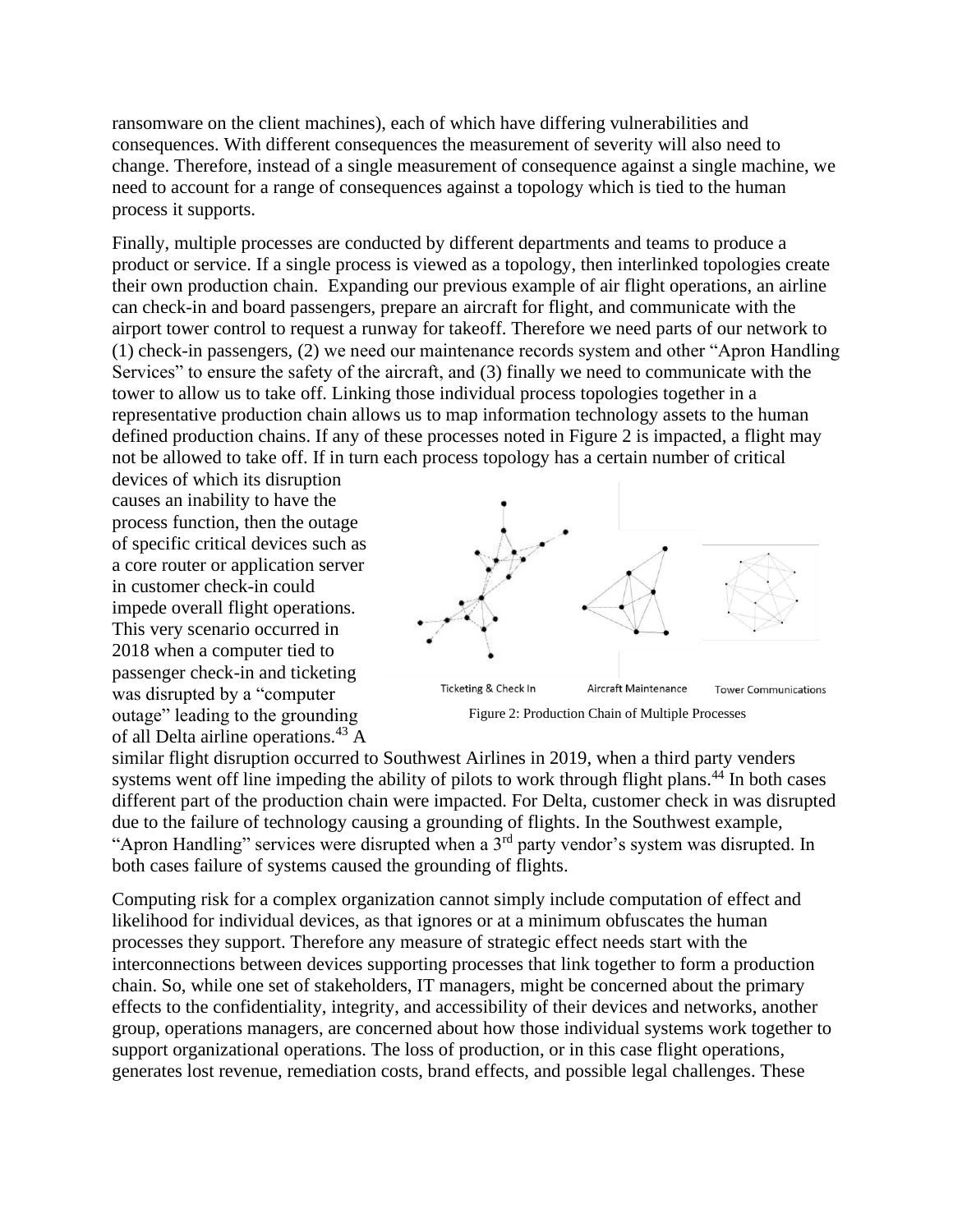ransomware on the client machines), each of which have differing vulnerabilities and consequences. With different consequences the measurement of severity will also need to change. Therefore, instead of a single measurement of consequence against a single machine, we need to account for a range of consequences against a topology which is tied to the human process it supports.

Finally, multiple processes are conducted by different departments and teams to produce a product or service. If a single process is viewed as a topology, then interlinked topologies create their own production chain. Expanding our previous example of air flight operations, an airline can check-in and board passengers, prepare an aircraft for flight, and communicate with the airport tower control to request a runway for takeoff. Therefore we need parts of our network to (1) check-in passengers, (2) we need our maintenance records system and other "Apron Handling Services" to ensure the safety of the aircraft, and (3) finally we need to communicate with the tower to allow us to take off. Linking those individual process topologies together in a representative production chain allows us to map information technology assets to the human defined production chains. If any of these processes noted in Figure 2 is impacted, a flight may not be allowed to take off. If in turn each process topology has a certain number of critical devices of which its disruption causes an inability to have the process function, then the outage of specific critical devices such as a core router or application server in customer check-in could impede overall flight operations. This very scenario occurred in 2018 when a computer tied to passenger check-in and ticketing was disrupted by a "computer outage" leading to the grounding of all Delta airline operations.[43] A similar flight disruption occurred to Southwest Airlines in 2019, when a third party venders systems went off line impeding the ability of pilots to work through flight plans.[44] In both cases different part of the production chain were impacted. For Delta, customer check in was disrupted due to the failure of technology causing a grounding of flights. In the Southwest example, "Apron Handling" services were disrupted when a 3rd party vendor's system was disrupted. In both cases failure of systems caused the grounding of flights.

Ticketing & Check In | Aircraft Maintenance | Tower Communications

Figure 2: Production Chain of Multiple Processes

Computing risk for a complex organization cannot simply include computation of effect and likelihood for individual devices, as that ignores or at a minimum obfuscates the human processes they support. Therefore any measure of strategic effect needs start with the interconnections between devices supporting processes that link together to form a production chain. So, while one set of stakeholders, IT managers, might be concerned about the primary effects to the confidentiality, integrity, and accessibility of their devices and networks, another group, operations managers, are concerned about how those individual systems work together to support organizational operations. The loss of production, or in this case flight operations, generates lost revenue, remediation costs, brand effects, and possible legal challenges. These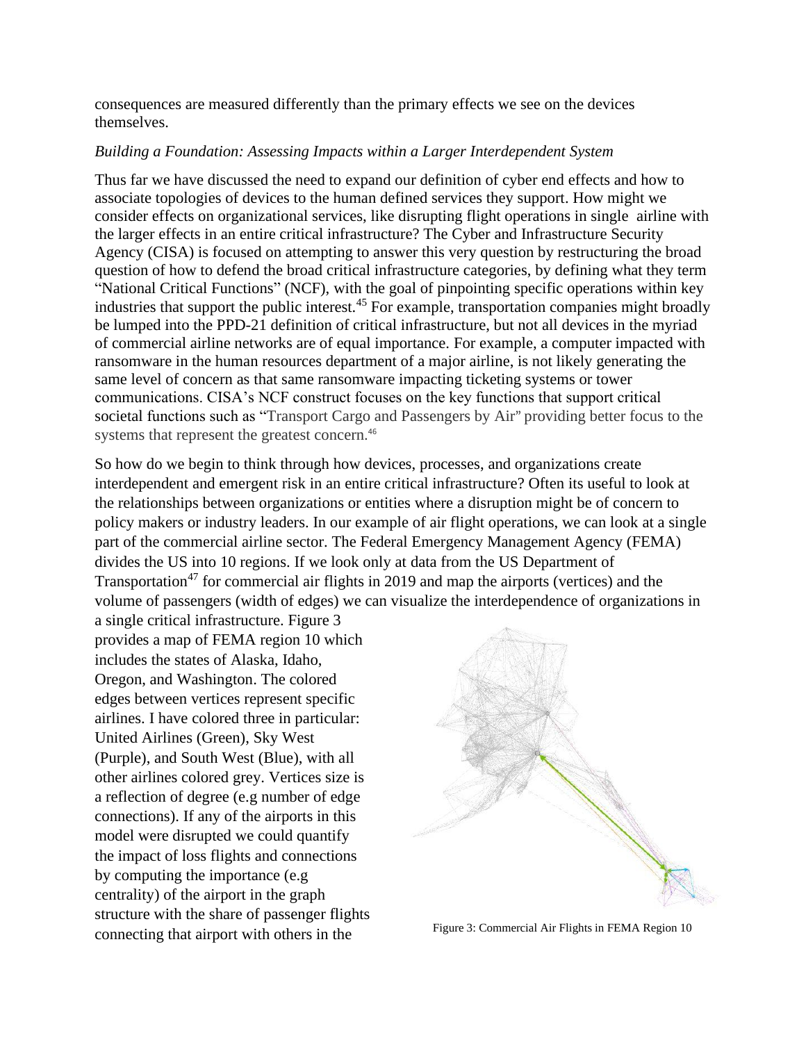consequences are measured differently than the primary effects we see on the devices themselves.

*Building a Foundation: Assessing Impacts within a Larger Interdependent System*

Thus far we have discussed the need to expand our definition of cyber end effects and how to associate topologies of devices to the human defined services they support. How might we consider effects on organizational services, like disrupting flight operations in single airline with the larger effects in an entire critical infrastructure? The Cyber and Infrastructure Security Agency (CISA) is focused on attempting to answer this very question by restructuring the broad question of how to defend the broad critical infrastructure categories, by defining what they term "National Critical Functions" (NCF), with the goal of pinpointing specific operations within key industries that support the public interest.[45] For example, transportation companies might broadly be lumped into the PPD-21 definition of critical infrastructure, but not all devices in the myriad of commercial airline networks are of equal importance. For example, a computer impacted with ransomware in the human resources department of a major airline, is not likely generating the same level of concern as that same ransomware impacting ticketing systems or tower communications. CISA's NCF construct focuses on the key functions that support critical societal functions such as "Transport Cargo and Passengers by Air" providing better focus to the systems that represent the greatest concern.[46]

So how do we begin to think through how devices, processes, and organizations create interdependent and emergent risk in an entire critical infrastructure? Often its useful to look at the relationships between organizations or entities where a disruption might be of concern to policy makers or industry leaders. In our example of air flight operations, we can look at a single part of the commercial airline sector. The Federal Emergency Management Agency (FEMA) divides the US into 10 regions. If we look only at data from the US Department of Transportation[47] for commercial air flights in 2019 and map the airports (vertices) and the volume of passengers (width of edges) we can visualize the interdependence of organizations in a single critical infrastructure. Figure 3 provides a map of FEMA region 10 which includes the states of Alaska, Idaho, Oregon, and Washington. The colored edges between vertices represent specific airlines. I have colored three in particular: United Airlines (Green), Sky West (Purple), and South West (Blue), with all other airlines colored grey. Vertices size is a reflection of degree (e.g number of edge connections). If any of the airports in this model were disrupted we could quantify the impact of loss flights and connections by computing the importance (e.g centrality) of the airport in the graph structure with the share of passenger flights connecting that airport with others in the

Figure 3: Commercial Air Flights in FEMA Region 10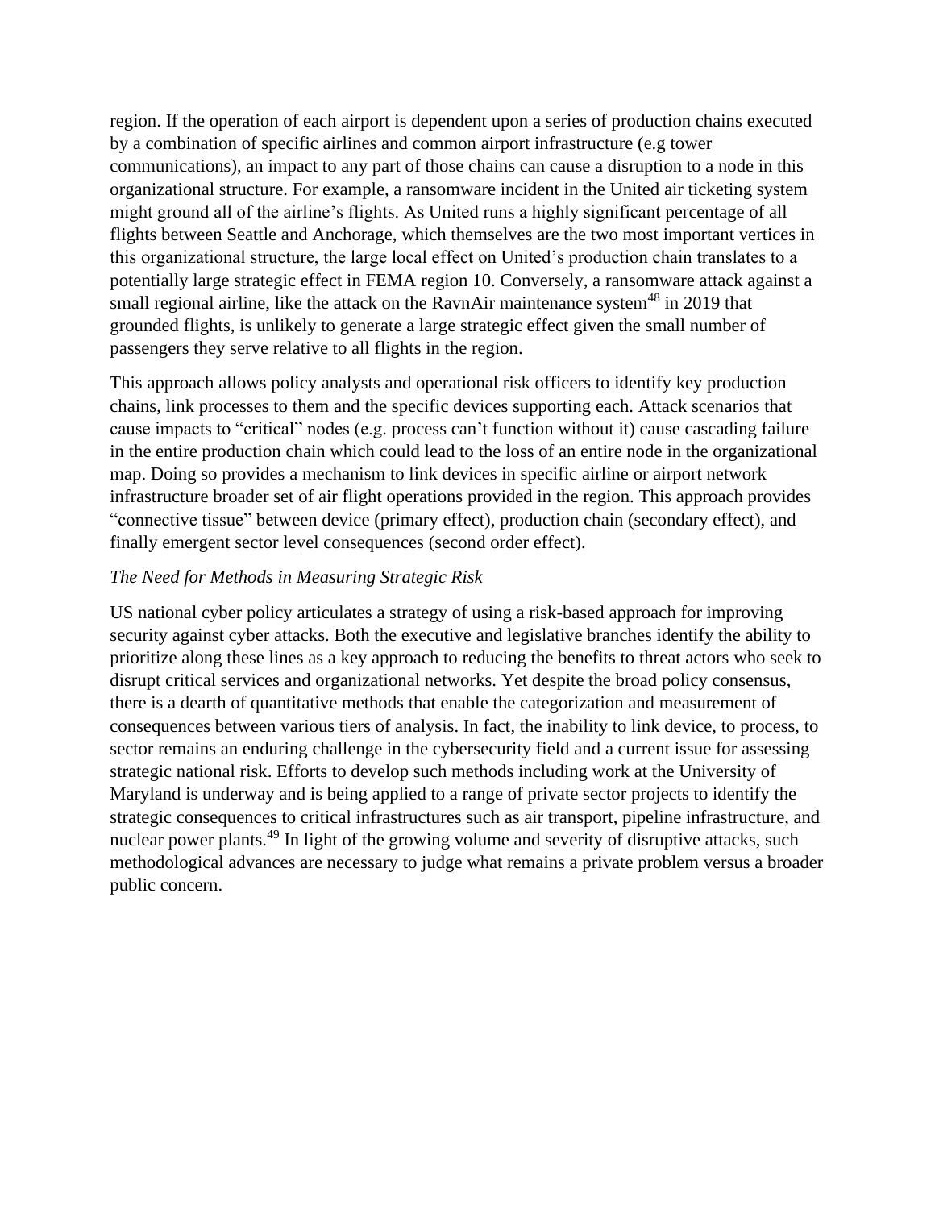region. If the operation of each airport is dependent upon a series of production chains executed by a combination of specific airlines and common airport infrastructure (e.g tower communications), an impact to any part of those chains can cause a disruption to a node in this organizational structure. For example, a ransomware incident in the United air ticketing system might ground all of the airline's flights. As United runs a highly significant percentage of all flights between Seattle and Anchorage, which themselves are the two most important vertices in this organizational structure, the large local effect on United's production chain translates to a potentially large strategic effect in FEMA region 10. Conversely, a ransomware attack against a small regional airline, like the attack on the RavnAir maintenance system[48] in 2019 that grounded flights, is unlikely to generate a large strategic effect given the small number of passengers they serve relative to all flights in the region.

This approach allows policy analysts and operational risk officers to identify key production chains, link processes to them and the specific devices supporting each. Attack scenarios that cause impacts to "critical" nodes (e.g. process can't function without it) cause cascading failure in the entire production chain which could lead to the loss of an entire node in the organizational map. Doing so provides a mechanism to link devices in specific airline or airport network infrastructure broader set of air flight operations provided in the region. This approach provides "connective tissue" between device (primary effect), production chain (secondary effect), and finally emergent sector level consequences (second order effect).

*The Need for Methods in Measuring Strategic Risk*

US national cyber policy articulates a strategy of using a risk-based approach for improving security against cyber attacks. Both the executive and legislative branches identify the ability to prioritize along these lines as a key approach to reducing the benefits to threat actors who seek to disrupt critical services and organizational networks. Yet despite the broad policy consensus, there is a dearth of quantitative methods that enable the categorization and measurement of consequences between various tiers of analysis. In fact, the inability to link device, to process, to sector remains an enduring challenge in the cybersecurity field and a current issue for assessing strategic national risk. Efforts to develop such methods including work at the University of Maryland is underway and is being applied to a range of private sector projects to identify the strategic consequences to critical infrastructures such as air transport, pipeline infrastructure, and nuclear power plants.[49] In light of the growing volume and severity of disruptive attacks, such methodological advances are necessary to judge what remains a private problem versus a broader public concern.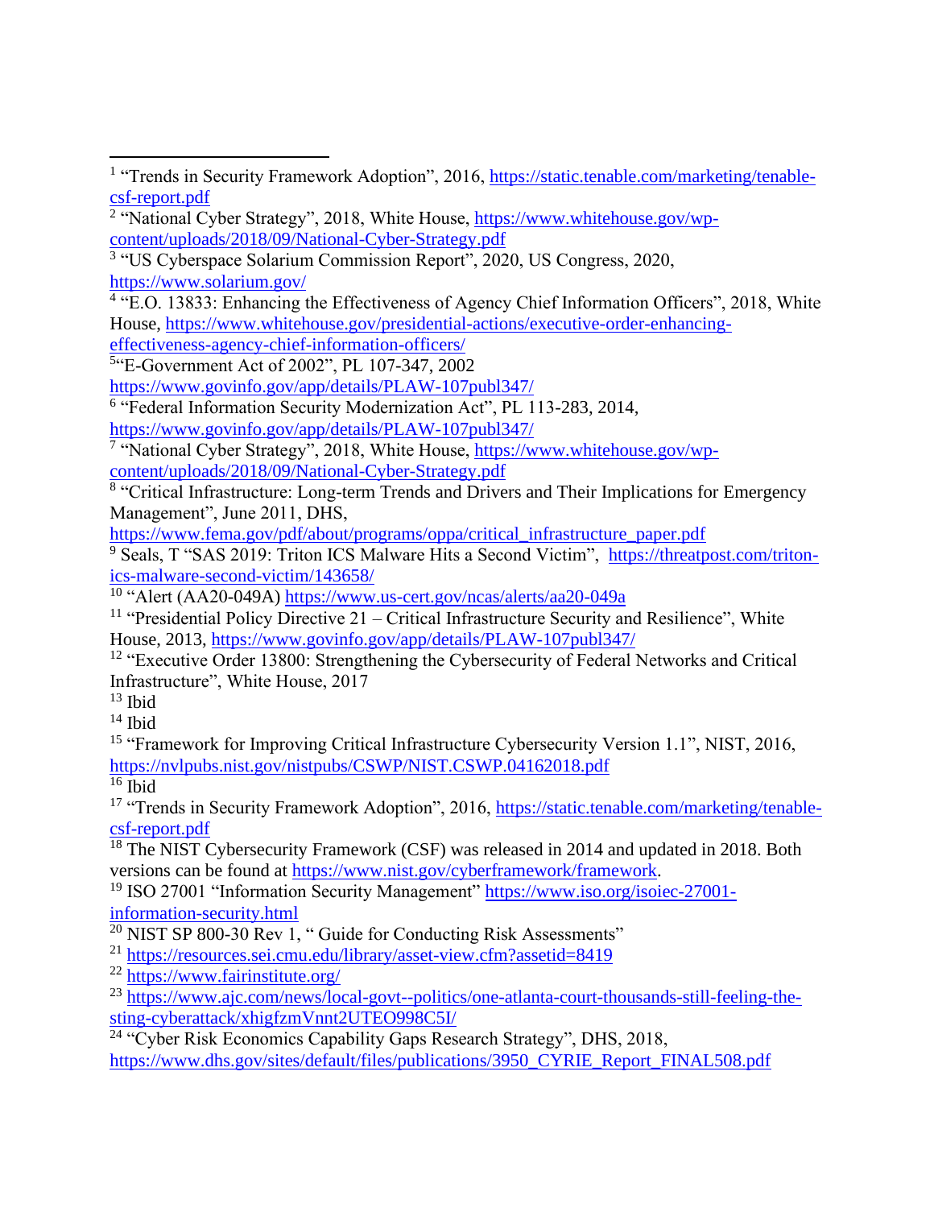[1] "Trends in Security Framework Adoption", 2016, https://static.tenable.com/marketing/tenable-csf-report.pdf

[2] "National Cyber Strategy", 2018, White House, https://www.whitehouse.gov/wp-content/uploads/2018/09/National-Cyber-Strategy.pdf

[3] "US Cyberspace Solarium Commission Report", 2020, US Congress, 2020, https://www.solarium.gov/

[4] "E.O. 13833: Enhancing the Effectiveness of Agency Chief Information Officers", 2018, White House, https://www.whitehouse.gov/presidential-actions/executive-order-enhancing-effectiveness-agency-chief-information-officers/

[5] "E-Government Act of 2002", PL 107-347, 2002 https://www.govinfo.gov/app/details/PLAW-107publ347/

[6] "Federal Information Security Modernization Act", PL 113-283, 2014, https://www.govinfo.gov/app/details/PLAW-107publ347/

[7] "National Cyber Strategy", 2018, White House, https://www.whitehouse.gov/wp-content/uploads/2018/09/National-Cyber-Strategy.pdf

[8] "Critical Infrastructure: Long-term Trends and Drivers and Their Implications for Emergency Management", June 2011, DHS, https://www.fema.gov/pdf/about/programs/oppa/critical_infrastructure_paper.pdf

[9] Seals, T "SAS 2019: Triton ICS Malware Hits a Second Victim", https://threatpost.com/triton-ics-malware-second-victim/143658/

[10] "Alert (AA20-049A) https://www.us-cert.gov/ncas/alerts/aa20-049a

[11] "Presidential Policy Directive 21 – Critical Infrastructure Security and Resilience", White House, 2013, https://www.govinfo.gov/app/details/PLAW-107publ347/

[12] "Executive Order 13800: Strengthening the Cybersecurity of Federal Networks and Critical Infrastructure", White House, 2017

[13] Ibid

[14] Ibid

[15] "Framework for Improving Critical Infrastructure Cybersecurity Version 1.1", NIST, 2016, https://nvlpubs.nist.gov/nistpubs/CSWP/NIST.CSWP.04162018.pdf

[16] Ibid

[17] "Trends in Security Framework Adoption", 2016, https://static.tenable.com/marketing/tenable-csf-report.pdf

[18] The NIST Cybersecurity Framework (CSF) was released in 2014 and updated in 2018. Both versions can be found at https://www.nist.gov/cyberframework/framework.

[19] ISO 27001 "Information Security Management" https://www.iso.org/isoiec-27001-information-security.html

[20] NIST SP 800-30 Rev 1, " Guide for Conducting Risk Assessments"

[21] https://resources.sei.cmu.edu/library/asset-view.cfm?assetid=8419

[22] https://www.fairinstitute.org/

[23] https://www.ajc.com/news/local-govt--politics/one-atlanta-court-thousands-still-feeling-the-sting-cyberattack/xhigfzmVnnt2UTEO998C5I/

[24] "Cyber Risk Economics Capability Gaps Research Strategy", DHS, 2018, https://www.dhs.gov/sites/default/files/publications/3950_CYRIE_Report_FINAL508.pdf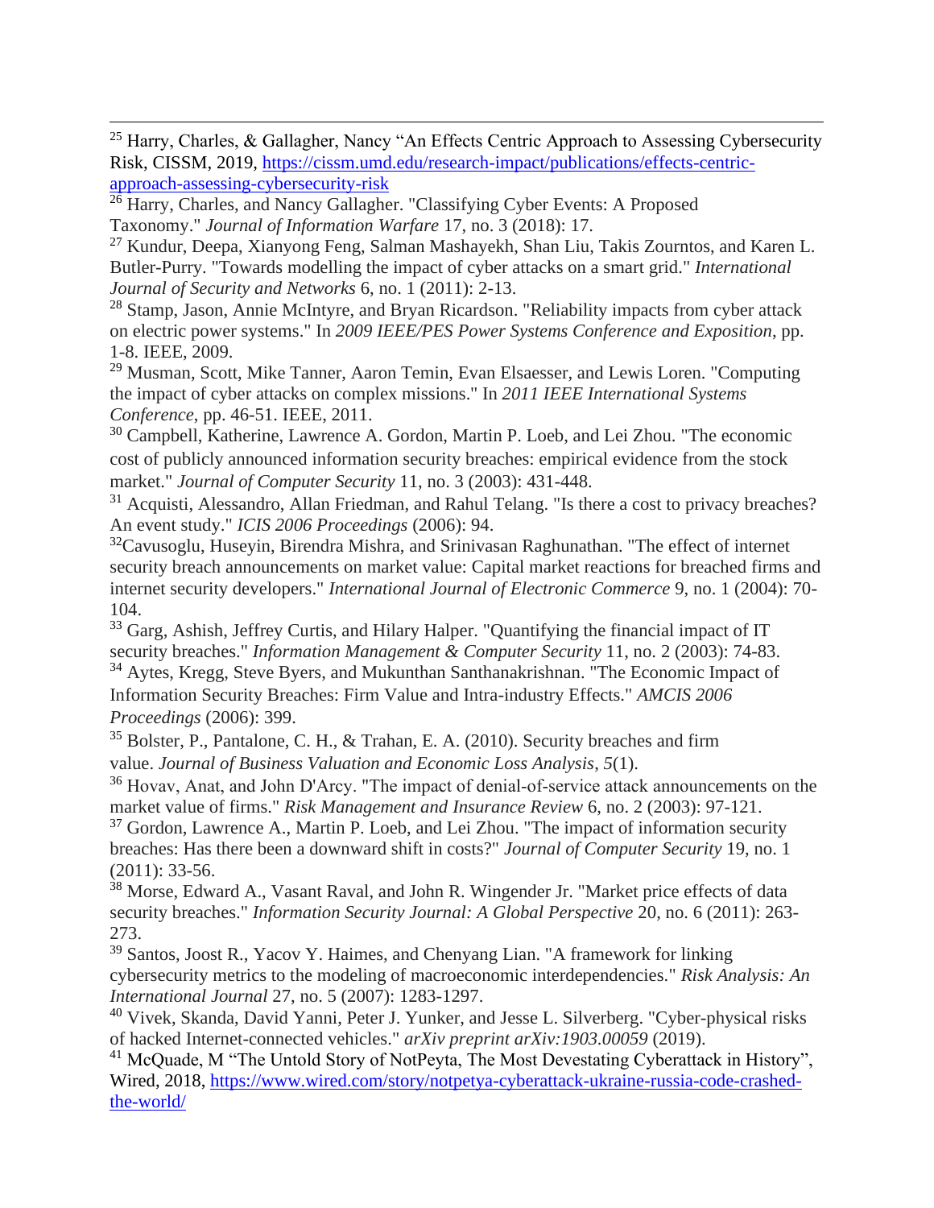[25] Harry, Charles, & Gallagher, Nancy "An Effects Centric Approach to Assessing Cybersecurity Risk, CISSM, 2019, https://cissm.umd.edu/research-impact/publications/effects-centric-approach-assessing-cybersecurity-risk

[26] Harry, Charles, and Nancy Gallagher. "Classifying Cyber Events: A Proposed Taxonomy." *Journal of Information Warfare* 17, no. 3 (2018): 17.

[27] Kundur, Deepa, Xianyong Feng, Salman Mashayekh, Shan Liu, Takis Zourntos, and Karen L. Butler-Purry. "Towards modelling the impact of cyber attacks on a smart grid." *International Journal of Security and Networks* 6, no. 1 (2011): 2-13.

[28] Stamp, Jason, Annie McIntyre, and Bryan Ricardson. "Reliability impacts from cyber attack on electric power systems." In *2009 IEEE/PES Power Systems Conference and Exposition*, pp. 1-8. IEEE, 2009.

[29] Musman, Scott, Mike Tanner, Aaron Temin, Evan Elsaesser, and Lewis Loren. "Computing the impact of cyber attacks on complex missions." In *2011 IEEE International Systems Conference*, pp. 46-51. IEEE, 2011.

[30] Campbell, Katherine, Lawrence A. Gordon, Martin P. Loeb, and Lei Zhou. "The economic cost of publicly announced information security breaches: empirical evidence from the stock market." *Journal of Computer Security* 11, no. 3 (2003): 431-448.

[31] Acquisti, Alessandro, Allan Friedman, and Rahul Telang. "Is there a cost to privacy breaches? An event study." *ICIS 2006 Proceedings* (2006): 94.

[32] Cavusoglu, Huseyin, Birendra Mishra, and Srinivasan Raghunathan. "The effect of internet security breach announcements on market value: Capital market reactions for breached firms and internet security developers." *International Journal of Electronic Commerce* 9, no. 1 (2004): 70-104.

[33] Garg, Ashish, Jeffrey Curtis, and Hilary Halper. "Quantifying the financial impact of IT security breaches." *Information Management & Computer Security* 11, no. 2 (2003): 74-83.

[34] Aytes, Kregg, Steve Byers, and Mukunthan Santhanakrishnan. "The Economic Impact of Information Security Breaches: Firm Value and Intra-industry Effects." *AMCIS 2006 Proceedings* (2006): 399.

[35] Bolster, P., Pantalone, C. H., & Trahan, E. A. (2010). Security breaches and firm value. *Journal of Business Valuation and Economic Loss Analysis*, *5*(1).

[36] Hovav, Anat, and John D'Arcy. "The impact of denial-of-service attack announcements on the market value of firms." *Risk Management and Insurance Review* 6, no. 2 (2003): 97-121.

[37] Gordon, Lawrence A., Martin P. Loeb, and Lei Zhou. "The impact of information security breaches: Has there been a downward shift in costs?" *Journal of Computer Security* 19, no. 1 (2011): 33-56.

[38] Morse, Edward A., Vasant Raval, and John R. Wingender Jr. "Market price effects of data security breaches." *Information Security Journal: A Global Perspective* 20, no. 6 (2011): 263-273.

[39] Santos, Joost R., Yacov Y. Haimes, and Chenyang Lian. "A framework for linking cybersecurity metrics to the modeling of macroeconomic interdependencies." *Risk Analysis: An International Journal* 27, no. 5 (2007): 1283-1297.

[40] Vivek, Skanda, David Yanni, Peter J. Yunker, and Jesse L. Silverberg. "Cyber-physical risks of hacked Internet-connected vehicles." *arXiv preprint arXiv:1903.00059* (2019).

[41] McQuade, M "The Untold Story of NotPeyta, The Most Devestating Cyberattack in History", Wired, 2018, https://www.wired.com/story/notpetya-cyberattack-ukraine-russia-code-crashed-the-world/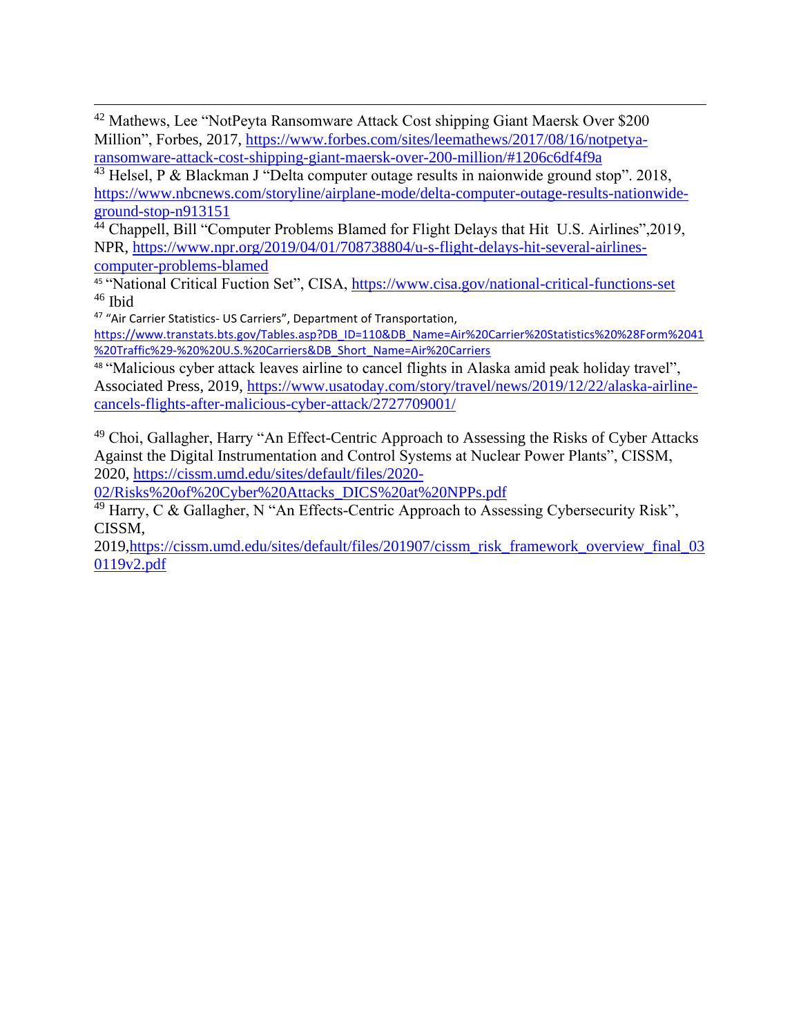[42] Mathews, Lee "NotPeyta Ransomware Attack Cost shipping Giant Maersk Over $200 Million", Forbes, 2017, https://www.forbes.com/sites/leemathews/2017/08/16/notpetya-ransomware-attack-cost-shipping-giant-maersk-over-200-million/#1206c6df4f9a

[43] Helsel, P & Blackman J "Delta computer outage results in naionwide ground stop". 2018, https://www.nbcnews.com/storyline/airplane-mode/delta-computer-outage-results-nationwide-ground-stop-n913151

[44] Chappell, Bill "Computer Problems Blamed for Flight Delays that Hit U.S. Airlines",2019, NPR, https://www.npr.org/2019/04/01/708738804/u-s-flight-delays-hit-several-airlines-computer-problems-blamed

[45] "National Critical Fuction Set", CISA, https://www.cisa.gov/national-critical-functions-set

[46] Ibid

[47] "Air Carrier Statistics- US Carriers", Department of Transportation, https://www.transtats.bts.gov/Tables.asp?DB_ID=110&DB_Name=Air%20Carrier%20Statistics%20%28Form%2041%20Traffic%29-%20%20U.S.%20Carriers&DB_Short_Name=Air%20Carriers

[48] "Malicious cyber attack leaves airline to cancel flights in Alaska amid peak holiday travel", Associated Press, 2019, https://www.usatoday.com/story/travel/news/2019/12/22/alaska-airline-cancels-flights-after-malicious-cyber-attack/2727709001/

[49] Choi, Gallagher, Harry "An Effect-Centric Approach to Assessing the Risks of Cyber Attacks Against the Digital Instrumentation and Control Systems at Nuclear Power Plants", CISSM, 2020, https://cissm.umd.edu/sites/default/files/2020-02/Risks%20of%20Cyber%20Attacks_DICS%20at%20NPPs.pdf

[49] Harry, C & Gallagher, N "An Effects-Centric Approach to Assessing Cybersecurity Risk", CISSM, 2019,https://cissm.umd.edu/sites/default/files/201907/cissm_risk_framework_overview_final_030119v2.pdf